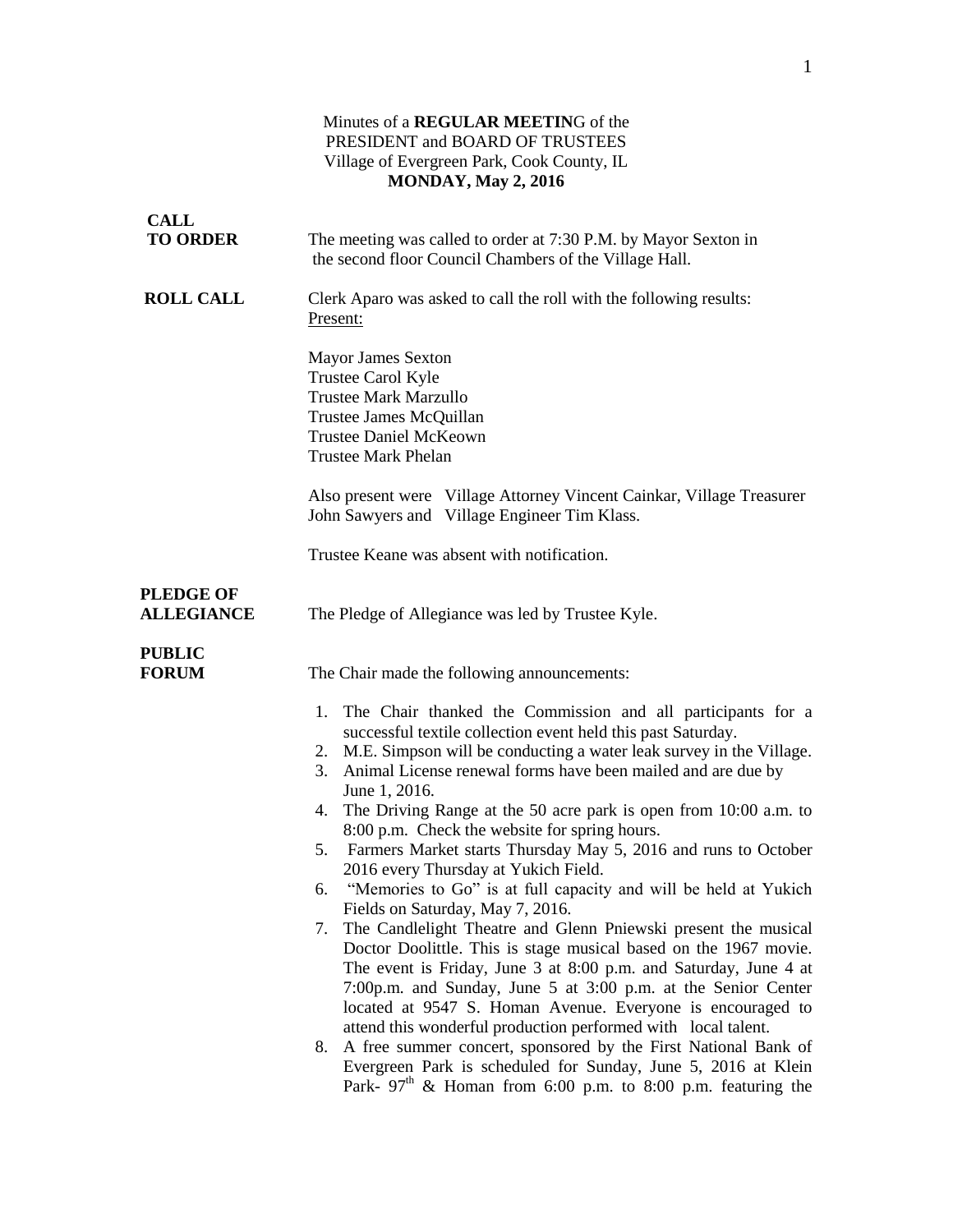Minutes of a **REGULAR MEETIN**G of the
PRESIDENT and BOARD OF TRUSTEES
Village of Evergreen Park, Cook County, IL
**MONDAY, May 2, 2016**

**CALL TO ORDER**

The meeting was called to order at 7:30 P.M. by Mayor Sexton in the second floor Council Chambers of the Village Hall.

**ROLL CALL**

Clerk Aparo was asked to call the roll with the following results:
Present:

Mayor James Sexton
Trustee Carol Kyle
Trustee Mark Marzullo
Trustee James McQuillan
Trustee Daniel McKeown
Trustee Mark Phelan

Also present were Village Attorney Vincent Cainkar, Village Treasurer John Sawyers and Village Engineer Tim Klass.

Trustee Keane was absent with notification.

**PLEDGE OF ALLEGIANCE**

The Pledge of Allegiance was led by Trustee Kyle.

**PUBLIC FORUM**

The Chair made the following announcements:

1. The Chair thanked the Commission and all participants for a successful textile collection event held this past Saturday.
2. M.E. Simpson will be conducting a water leak survey in the Village.
3. Animal License renewal forms have been mailed and are due by June 1, 2016.
4. The Driving Range at the 50 acre park is open from 10:00 a.m. to 8:00 p.m. Check the website for spring hours.
5. Farmers Market starts Thursday May 5, 2016 and runs to October 2016 every Thursday at Yukich Field.
6. "Memories to Go" is at full capacity and will be held at Yukich Fields on Saturday, May 7, 2016.
7. The Candlelight Theatre and Glenn Pniewski present the musical Doctor Doolittle. This is stage musical based on the 1967 movie. The event is Friday, June 3 at 8:00 p.m. and Saturday, June 4 at 7:00p.m. and Sunday, June 5 at 3:00 p.m. at the Senior Center located at 9547 S. Homan Avenue. Everyone is encouraged to attend this wonderful production performed with local talent.
8. A free summer concert, sponsored by the First National Bank of Evergreen Park is scheduled for Sunday, June 5, 2016 at Klein Park- 97th & Homan from 6:00 p.m. to 8:00 p.m. featuring the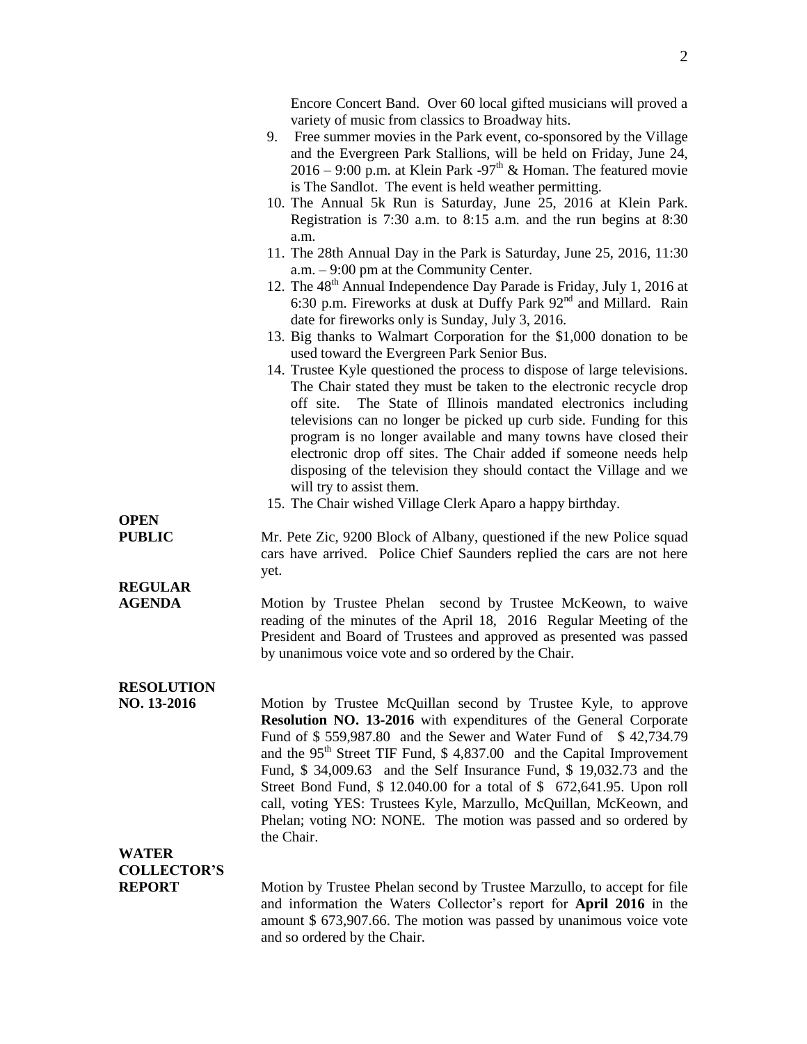Encore Concert Band. Over 60 local gifted musicians will proved a variety of music from classics to Broadway hits.

9. Free summer movies in the Park event, co-sponsored by the Village and the Evergreen Park Stallions, will be held on Friday, June 24, 2016 – 9:00 p.m. at Klein Park -97th & Homan. The featured movie is The Sandlot. The event is held weather permitting.
10. The Annual 5k Run is Saturday, June 25, 2016 at Klein Park. Registration is 7:30 a.m. to 8:15 a.m. and the run begins at 8:30 a.m.
11. The 28th Annual Day in the Park is Saturday, June 25, 2016, 11:30 a.m. – 9:00 pm at the Community Center.
12. The 48th Annual Independence Day Parade is Friday, July 1, 2016 at 6:30 p.m. Fireworks at dusk at Duffy Park 92nd and Millard. Rain date for fireworks only is Sunday, July 3, 2016.
13. Big thanks to Walmart Corporation for the $1,000 donation to be used toward the Evergreen Park Senior Bus.
14. Trustee Kyle questioned the process to dispose of large televisions. The Chair stated they must be taken to the electronic recycle drop off site. The State of Illinois mandated electronics including televisions can no longer be picked up curb side. Funding for this program is no longer available and many towns have closed their electronic drop off sites. The Chair added if someone needs help disposing of the television they should contact the Village and we will try to assist them.
15. The Chair wished Village Clerk Aparo a happy birthday.

**OPEN PUBLIC**

Mr. Pete Zic, 9200 Block of Albany, questioned if the new Police squad cars have arrived. Police Chief Saunders replied the cars are not here yet.

**REGULAR AGENDA**

Motion by Trustee Phelan second by Trustee McKeown, to waive reading of the minutes of the April 18, 2016 Regular Meeting of the President and Board of Trustees and approved as presented was passed by unanimous voice vote and so ordered by the Chair.

**RESOLUTION NO. 13-2016**

Motion by Trustee McQuillan second by Trustee Kyle, to approve **Resolution NO. 13-2016** with expenditures of the General Corporate Fund of $ 559,987.80 and the Sewer and Water Fund of $ 42,734.79 and the 95th Street TIF Fund, $ 4,837.00 and the Capital Improvement Fund, $ 34,009.63 and the Self Insurance Fund, $ 19,032.73 and the Street Bond Fund, $ 12.040.00 for a total of $ 672,641.95. Upon roll call, voting YES: Trustees Kyle, Marzullo, McQuillan, McKeown, and Phelan; voting NO: NONE. The motion was passed and so ordered by the Chair.

**WATER COLLECTOR'S REPORT**

Motion by Trustee Phelan second by Trustee Marzullo, to accept for file and information the Waters Collector's report for **April 2016** in the amount $ 673,907.66. The motion was passed by unanimous voice vote and so ordered by the Chair.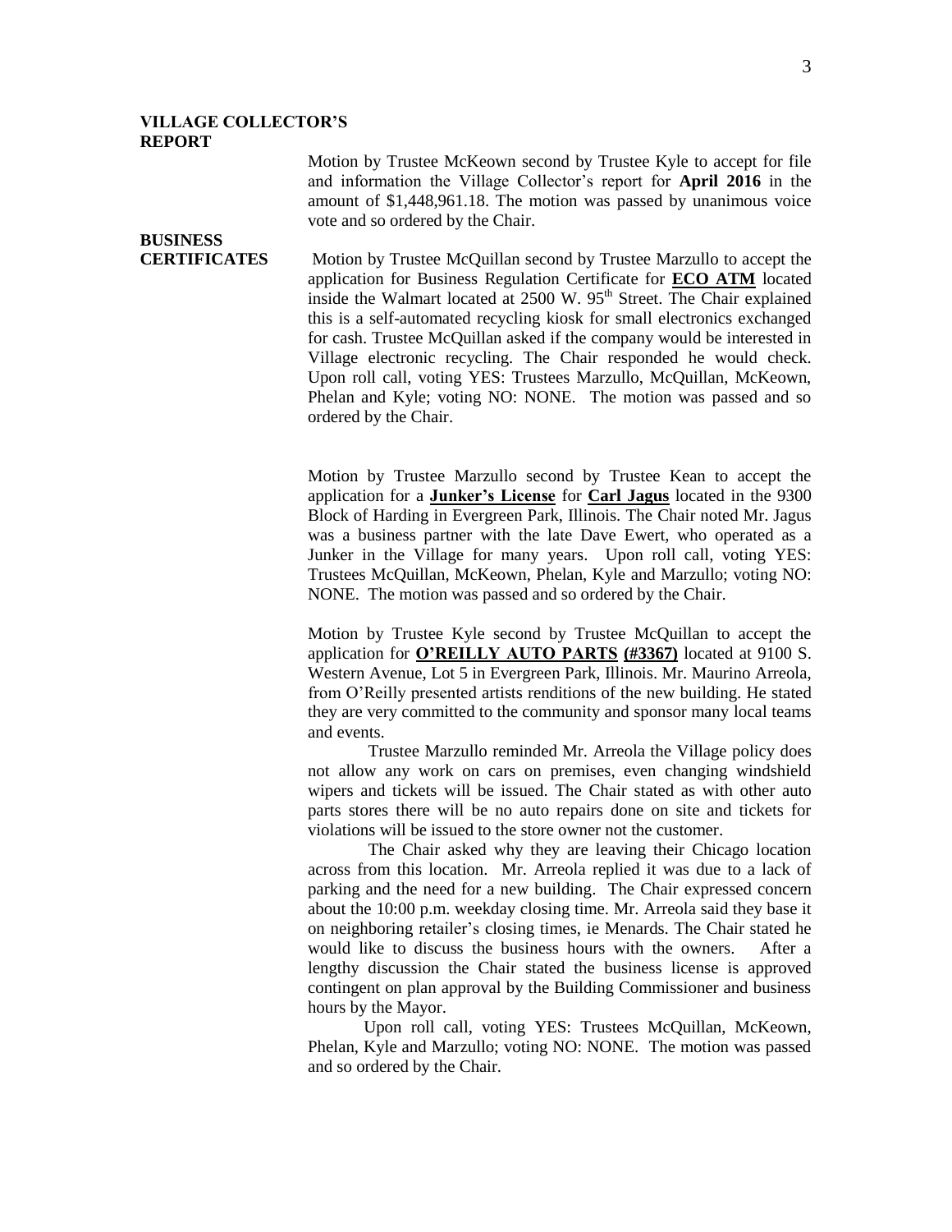**VILLAGE COLLECTOR'S REPORT**

Motion by Trustee McKeown second by Trustee Kyle to accept for file and information the Village Collector's report for **April 2016** in the amount of $1,448,961.18. The motion was passed by unanimous voice vote and so ordered by the Chair.

**BUSINESS CERTIFICATES**

Motion by Trustee McQuillan second by Trustee Marzullo to accept the application for Business Regulation Certificate for **ECO ATM** located inside the Walmart located at 2500 W. 95th Street. The Chair explained this is a self-automated recycling kiosk for small electronics exchanged for cash. Trustee McQuillan asked if the company would be interested in Village electronic recycling. The Chair responded he would check. Upon roll call, voting YES: Trustees Marzullo, McQuillan, McKeown, Phelan and Kyle; voting NO: NONE. The motion was passed and so ordered by the Chair.

Motion by Trustee Marzullo second by Trustee Kean to accept the application for a **Junker's License** for **Carl Jagus** located in the 9300 Block of Harding in Evergreen Park, Illinois. The Chair noted Mr. Jagus was a business partner with the late Dave Ewert, who operated as a Junker in the Village for many years. Upon roll call, voting YES: Trustees McQuillan, McKeown, Phelan, Kyle and Marzullo; voting NO: NONE. The motion was passed and so ordered by the Chair.

Motion by Trustee Kyle second by Trustee McQuillan to accept the application for **O'REILLY AUTO PARTS (#3367)** located at 9100 S. Western Avenue, Lot 5 in Evergreen Park, Illinois. Mr. Maurino Arreola, from O'Reilly presented artists renditions of the new building. He stated they are very committed to the community and sponsor many local teams and events.

Trustee Marzullo reminded Mr. Arreola the Village policy does not allow any work on cars on premises, even changing windshield wipers and tickets will be issued. The Chair stated as with other auto parts stores there will be no auto repairs done on site and tickets for violations will be issued to the store owner not the customer.

The Chair asked why they are leaving their Chicago location across from this location. Mr. Arreola replied it was due to a lack of parking and the need for a new building. The Chair expressed concern about the 10:00 p.m. weekday closing time. Mr. Arreola said they base it on neighboring retailer's closing times, ie Menards. The Chair stated he would like to discuss the business hours with the owners. After a lengthy discussion the Chair stated the business license is approved contingent on plan approval by the Building Commissioner and business hours by the Mayor.

Upon roll call, voting YES: Trustees McQuillan, McKeown, Phelan, Kyle and Marzullo; voting NO: NONE. The motion was passed and so ordered by the Chair.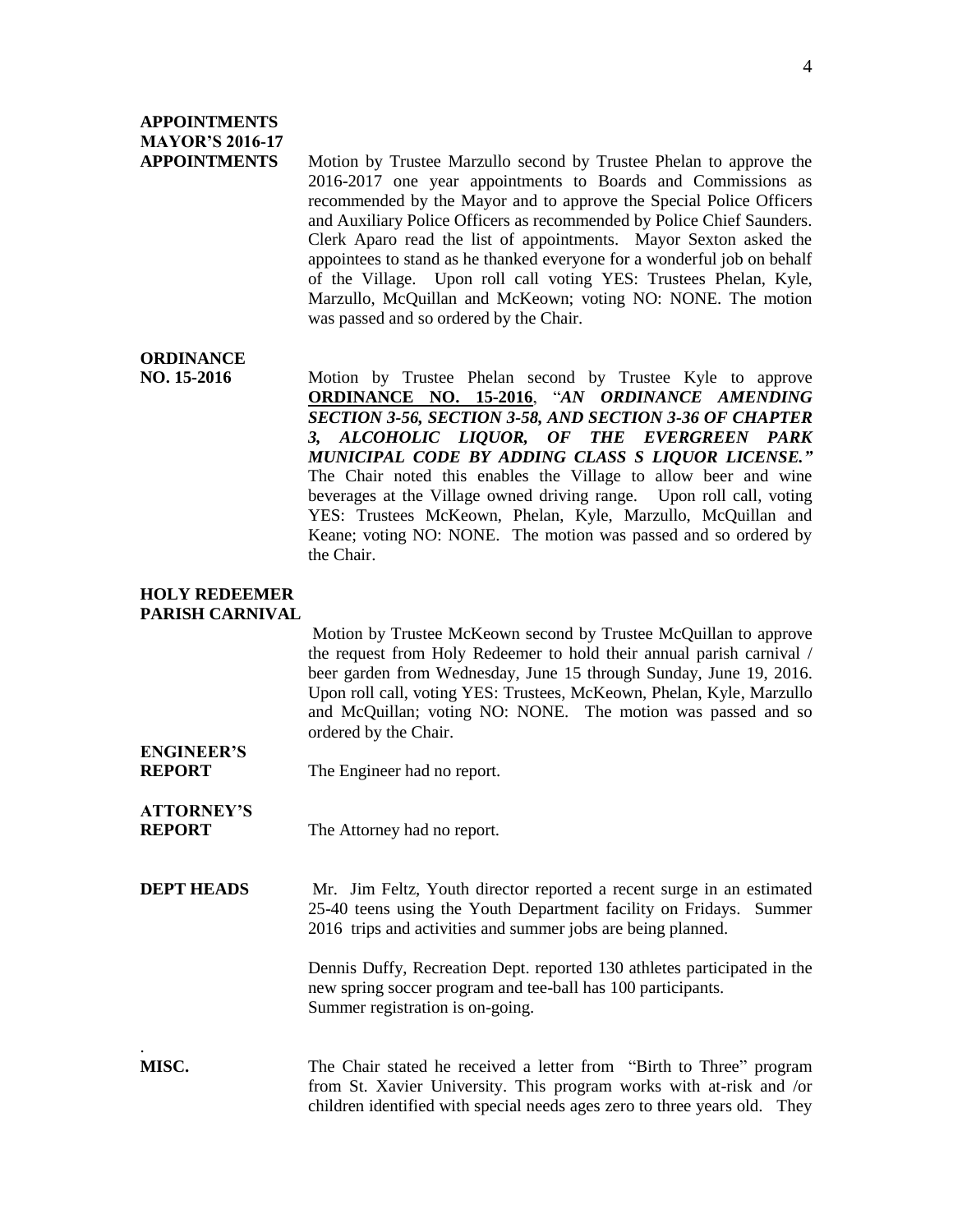**APPOINTMENTS MAYOR'S 2016-17 APPOINTMENTS**

Motion by Trustee Marzullo second by Trustee Phelan to approve the 2016-2017 one year appointments to Boards and Commissions as recommended by the Mayor and to approve the Special Police Officers and Auxiliary Police Officers as recommended by Police Chief Saunders. Clerk Aparo read the list of appointments. Mayor Sexton asked the appointees to stand as he thanked everyone for a wonderful job on behalf of the Village. Upon roll call voting YES: Trustees Phelan, Kyle, Marzullo, McQuillan and McKeown; voting NO: NONE. The motion was passed and so ordered by the Chair.

**ORDINANCE NO. 15-2016**

Motion by Trustee Phelan second by Trustee Kyle to approve **ORDINANCE NO. 15-2016**, "***AN ORDINANCE AMENDING SECTION 3-56, SECTION 3-58, AND SECTION 3-36 OF CHAPTER 3, ALCOHOLIC LIQUOR, OF THE EVERGREEN PARK MUNICIPAL CODE BY ADDING CLASS S LIQUOR LICENSE."*** The Chair noted this enables the Village to allow beer and wine beverages at the Village owned driving range. Upon roll call, voting YES: Trustees McKeown, Phelan, Kyle, Marzullo, McQuillan and Keane; voting NO: NONE. The motion was passed and so ordered by the Chair.

**HOLY REDEEMER PARISH CARNIVAL**

Motion by Trustee McKeown second by Trustee McQuillan to approve the request from Holy Redeemer to hold their annual parish carnival / beer garden from Wednesday, June 15 through Sunday, June 19, 2016. Upon roll call, voting YES: Trustees, McKeown, Phelan, Kyle, Marzullo and McQuillan; voting NO: NONE. The motion was passed and so ordered by the Chair.

**ENGINEER'S REPORT**

The Engineer had no report.

**ATTORNEY'S REPORT**

The Attorney had no report.

**DEPT HEADS**

Mr. Jim Feltz, Youth director reported a recent surge in an estimated 25-40 teens using the Youth Department facility on Fridays. Summer 2016 trips and activities and summer jobs are being planned.

Dennis Duffy, Recreation Dept. reported 130 athletes participated in the new spring soccer program and tee-ball has 100 participants. Summer registration is on-going.

.

**MISC.**

The Chair stated he received a letter from "Birth to Three" program from St. Xavier University. This program works with at-risk and /or children identified with special needs ages zero to three years old. They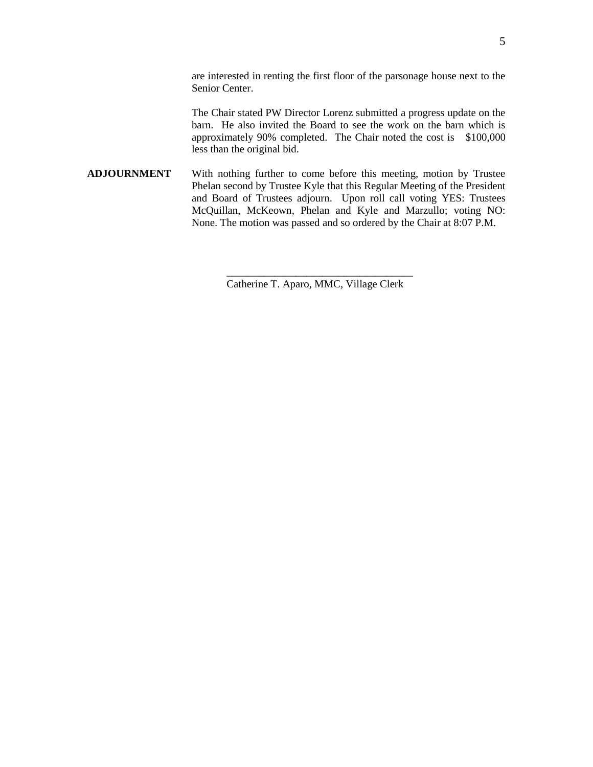are interested in renting the first floor of the parsonage house next to the Senior Center.

The Chair stated PW Director Lorenz submitted a progress update on the barn. He also invited the Board to see the work on the barn which is approximately 90% completed. The Chair noted the cost is $100,000 less than the original bid.

**ADJOURNMENT**

With nothing further to come before this meeting, motion by Trustee Phelan second by Trustee Kyle that this Regular Meeting of the President and Board of Trustees adjourn. Upon roll call voting YES: Trustees McQuillan, McKeown, Phelan and Kyle and Marzullo; voting NO: None. The motion was passed and so ordered by the Chair at 8:07 P.M.

\_\_\_\_\_\_\_\_\_\_\_\_\_\_\_\_\_\_\_\_\_\_\_\_\_\_\_\_\_\_\_\_\_\_\_

Catherine T. Aparo, MMC, Village Clerk